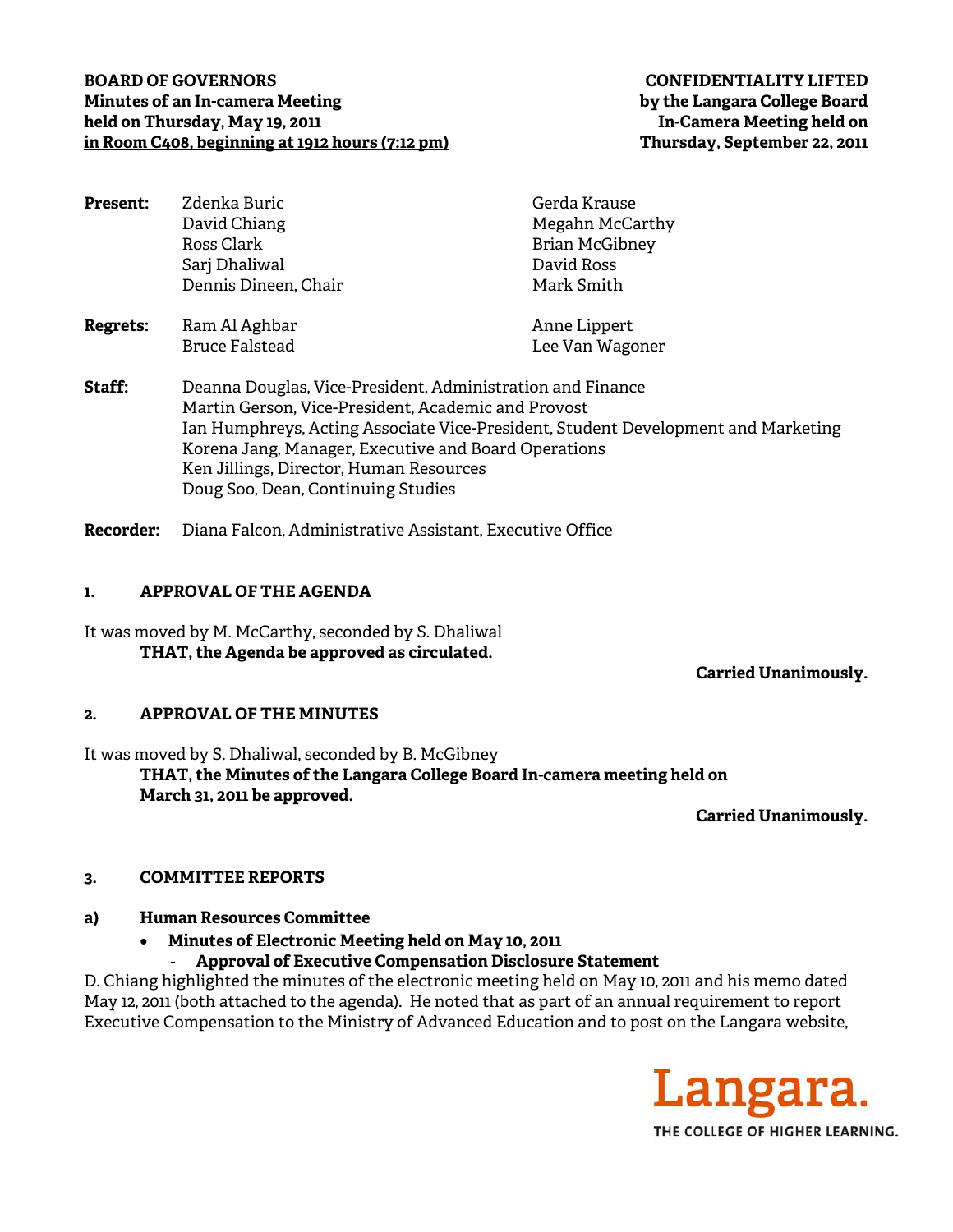**BOARD OF GOVERNORS**
**Minutes of an In-camera Meeting**
**held on Thursday, May 19, 2011**
**in Room C408, beginning at 1912 hours (7:12 pm)**

**CONFIDENTIALITY LIFTED**
**by the Langara College Board**
**In-Camera Meeting held on**
**Thursday, September 22, 2011**

| | | |
|---|---|---|
| **Present:** | Zdenka Buric | Gerda Krause |
| | David Chiang | Megahn McCarthy |
| | Ross Clark | Brian McGibney |
| | Sarj Dhaliwal | David Ross |
| | Dennis Dineen, Chair | Mark Smith |
| **Regrets:** | Ram Al Aghbar | Anne Lippert |
| | Bruce Falstead | Lee Van Wagoner |

**Staff:** Deanna Douglas, Vice-President, Administration and Finance
Martin Gerson, Vice-President, Academic and Provost
Ian Humphreys, Acting Associate Vice-President, Student Development and Marketing
Korena Jang, Manager, Executive and Board Operations
Ken Jillings, Director, Human Resources
Doug Soo, Dean, Continuing Studies

**Recorder:** Diana Falcon, Administrative Assistant, Executive Office

## 1. APPROVAL OF THE AGENDA

It was moved by M. McCarthy, seconded by S. Dhaliwal

**THAT, the Agenda be approved as circulated.**

**Carried Unanimously.**

## 2. APPROVAL OF THE MINUTES

It was moved by S. Dhaliwal, seconded by B. McGibney

**THAT, the Minutes of the Langara College Board In-camera meeting held on March 31, 2011 be approved.**

**Carried Unanimously.**

## 3. COMMITTEE REPORTS

### a) Human Resources Committee

- **Minutes of Electronic Meeting held on May 10, 2011**
  - **Approval of Executive Compensation Disclosure Statement**

D. Chiang highlighted the minutes of the electronic meeting held on May 10, 2011 and his memo dated May 12, 2011 (both attached to the agenda). He noted that as part of an annual requirement to report Executive Compensation to the Ministry of Advanced Education and to post on the Langara website,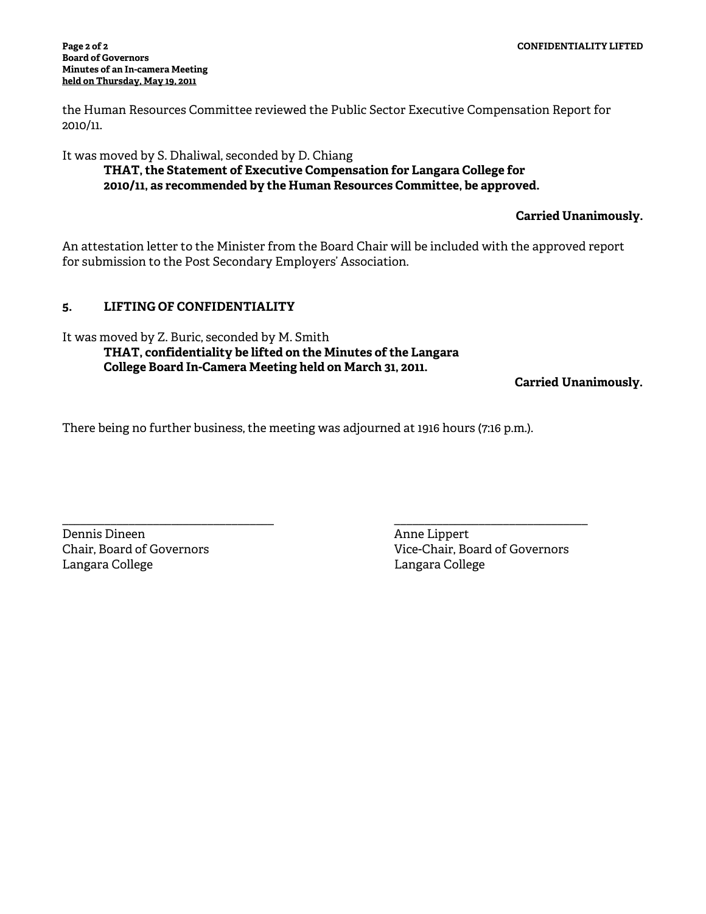the Human Resources Committee reviewed the Public Sector Executive Compensation Report for 2010/11.

It was moved by S. Dhaliwal, seconded by D. Chiang

> **THAT, the Statement of Executive Compensation for Langara College for 2010/11, as recommended by the Human Resources Committee, be approved.**

**Carried Unanimously.**

An attestation letter to the Minister from the Board Chair will be included with the approved report for submission to the Post Secondary Employers' Association.

## 5. LIFTING OF CONFIDENTIALITY

It was moved by Z. Buric, seconded by M. Smith

> **THAT, confidentiality be lifted on the Minutes of the Langara College Board In-Camera Meeting held on March 31, 2011.**

**Carried Unanimously.**

There being no further business, the meeting was adjourned at 1916 hours (7:16 p.m.).

\_\_\_\_\_\_\_\_\_\_\_\_\_\_\_\_\_\_\_\_\_\_\_\_\_\_\_\_\_\_\_\_\_\_\_\_
Dennis Dineen
Chair, Board of Governors
Langara College

\_\_\_\_\_\_\_\_\_\_\_\_\_\_\_\_\_\_\_\_\_\_\_\_\_\_\_\_\_\_\_\_\_\_\_\_
Anne Lippert
Vice-Chair, Board of Governors
Langara College